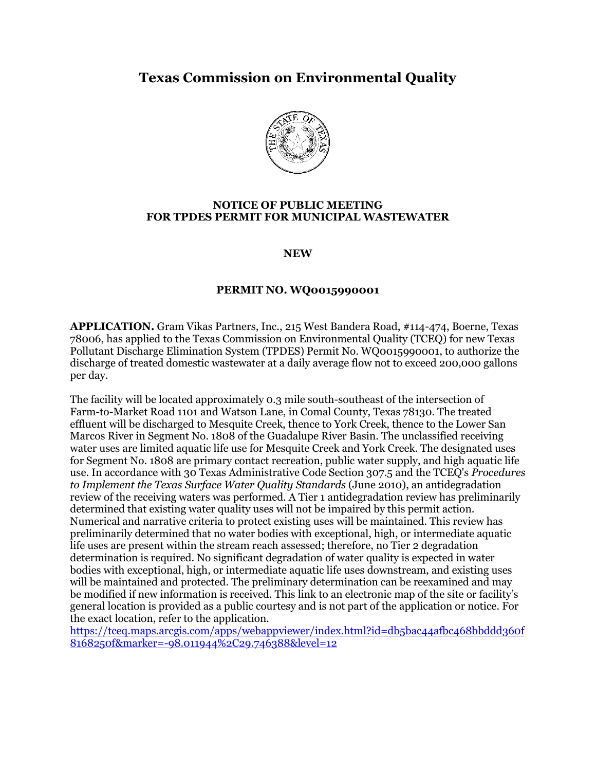# Texas Commission on Environmental Quality

**NOTICE OF PUBLIC MEETING**
**FOR TPDES PERMIT FOR MUNICIPAL WASTEWATER**

**NEW**

**PERMIT NO. WQ0015990001**

**APPLICATION.** Gram Vikas Partners, Inc., 215 West Bandera Road, #114-474, Boerne, Texas 78006, has applied to the Texas Commission on Environmental Quality (TCEQ) for new Texas Pollutant Discharge Elimination System (TPDES) Permit No. WQ0015990001, to authorize the discharge of treated domestic wastewater at a daily average flow not to exceed 200,000 gallons per day.

The facility will be located approximately 0.3 mile south-southeast of the intersection of Farm-to-Market Road 1101 and Watson Lane, in Comal County, Texas 78130. The treated effluent will be discharged to Mesquite Creek, thence to York Creek, thence to the Lower San Marcos River in Segment No. 1808 of the Guadalupe River Basin. The unclassified receiving water uses are limited aquatic life use for Mesquite Creek and York Creek. The designated uses for Segment No. 1808 are primary contact recreation, public water supply, and high aquatic life use. In accordance with 30 Texas Administrative Code Section 307.5 and the TCEQ's *Procedures to Implement the Texas Surface Water Quality Standards* (June 2010), an antidegradation review of the receiving waters was performed. A Tier 1 antidegradation review has preliminarily determined that existing water quality uses will not be impaired by this permit action. Numerical and narrative criteria to protect existing uses will be maintained. This review has preliminarily determined that no water bodies with exceptional, high, or intermediate aquatic life uses are present within the stream reach assessed; therefore, no Tier 2 degradation determination is required. No significant degradation of water quality is expected in water bodies with exceptional, high, or intermediate aquatic life uses downstream, and existing uses will be maintained and protected. The preliminary determination can be reexamined and may be modified if new information is received. This link to an electronic map of the site or facility's general location is provided as a public courtesy and is not part of the application or notice. For the exact location, refer to the application.
https://tceq.maps.arcgis.com/apps/webappviewer/index.html?id=db5bac44afbc468bbddd360f8168250f&marker=-98.011944%2C29.746388&level=12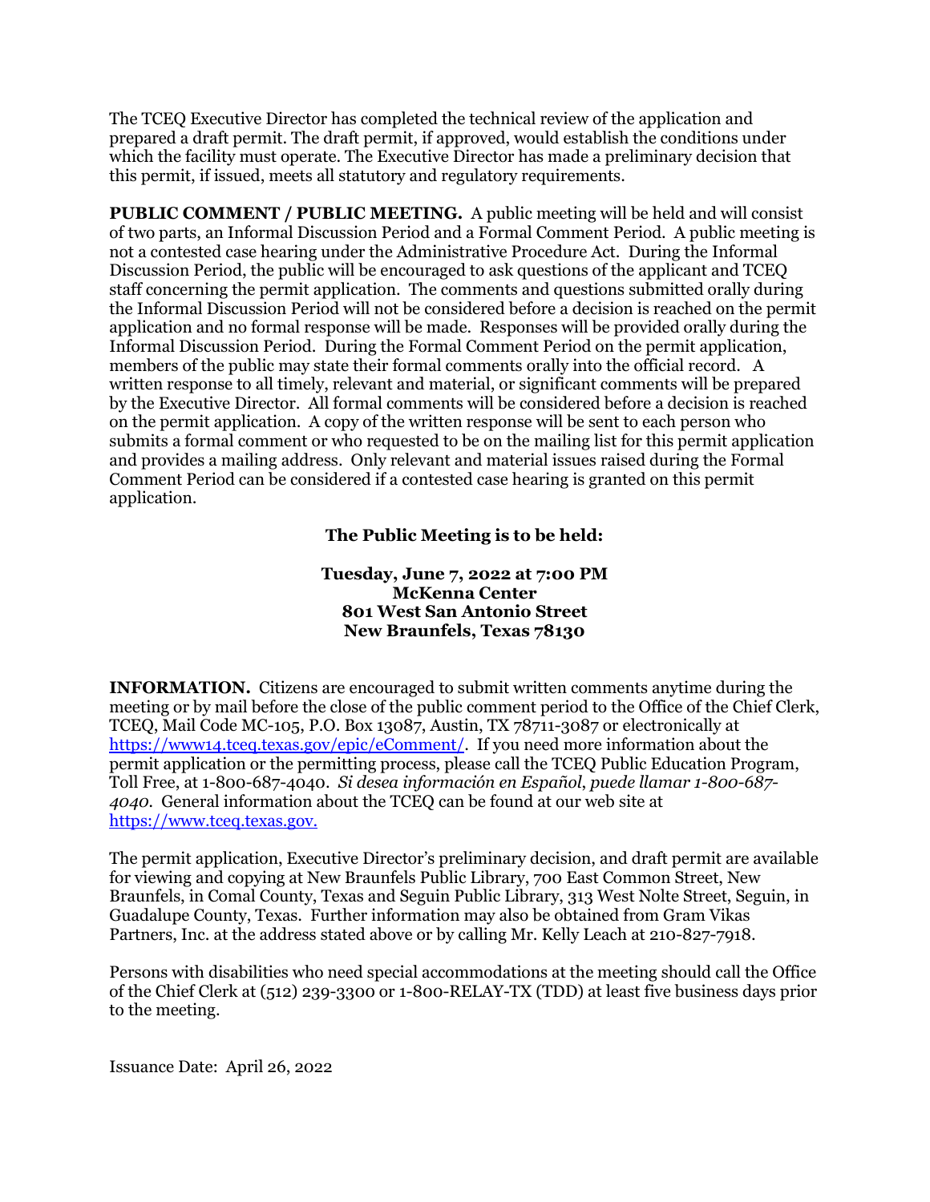The TCEQ Executive Director has completed the technical review of the application and prepared a draft permit. The draft permit, if approved, would establish the conditions under which the facility must operate. The Executive Director has made a preliminary decision that this permit, if issued, meets all statutory and regulatory requirements.

**PUBLIC COMMENT / PUBLIC MEETING.** A public meeting will be held and will consist of two parts, an Informal Discussion Period and a Formal Comment Period. A public meeting is not a contested case hearing under the Administrative Procedure Act. During the Informal Discussion Period, the public will be encouraged to ask questions of the applicant and TCEQ staff concerning the permit application. The comments and questions submitted orally during the Informal Discussion Period will not be considered before a decision is reached on the permit application and no formal response will be made. Responses will be provided orally during the Informal Discussion Period. During the Formal Comment Period on the permit application, members of the public may state their formal comments orally into the official record. A written response to all timely, relevant and material, or significant comments will be prepared by the Executive Director. All formal comments will be considered before a decision is reached on the permit application. A copy of the written response will be sent to each person who submits a formal comment or who requested to be on the mailing list for this permit application and provides a mailing address. Only relevant and material issues raised during the Formal Comment Period can be considered if a contested case hearing is granted on this permit application.

**The Public Meeting is to be held:**

**Tuesday, June 7, 2022 at 7:00 PM**
**McKenna Center**
**801 West San Antonio Street**
**New Braunfels, Texas 78130**

**INFORMATION.** Citizens are encouraged to submit written comments anytime during the meeting or by mail before the close of the public comment period to the Office of the Chief Clerk, TCEQ, Mail Code MC-105, P.O. Box 13087, Austin, TX 78711-3087 or electronically at https://www14.tceq.texas.gov/epic/eComment/. If you need more information about the permit application or the permitting process, please call the TCEQ Public Education Program, Toll Free, at 1-800-687-4040. *Si desea información en Español, puede llamar 1-800-687-4040.* General information about the TCEQ can be found at our web site at https://www.tceq.texas.gov.

The permit application, Executive Director's preliminary decision, and draft permit are available for viewing and copying at New Braunfels Public Library, 700 East Common Street, New Braunfels, in Comal County, Texas and Seguin Public Library, 313 West Nolte Street, Seguin, in Guadalupe County, Texas. Further information may also be obtained from Gram Vikas Partners, Inc. at the address stated above or by calling Mr. Kelly Leach at 210-827-7918.

Persons with disabilities who need special accommodations at the meeting should call the Office of the Chief Clerk at (512) 239-3300 or 1-800-RELAY-TX (TDD) at least five business days prior to the meeting.

Issuance Date: April 26, 2022